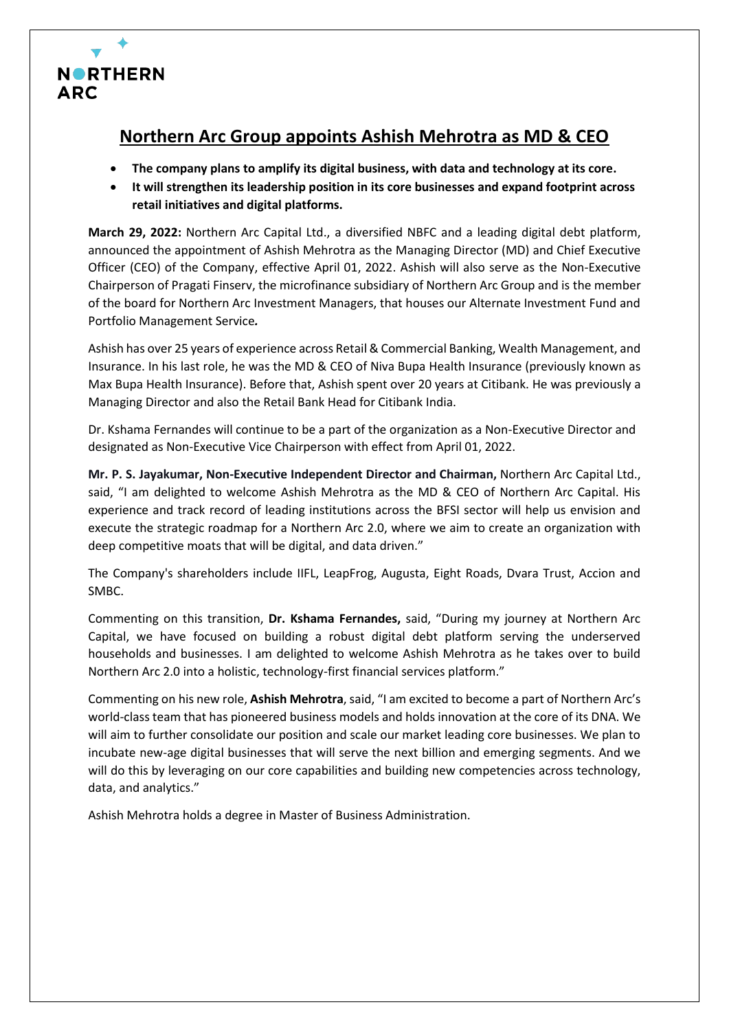# Northern Arc Group appoints Ashish Mehrotra as MD & CEO

- **The company plans to amplify its digital business, with data and technology at its core.**
- **It will strengthen its leadership position in its core businesses and expand footprint across retail initiatives and digital platforms.**

**March 29, 2022:** Northern Arc Capital Ltd., a diversified NBFC and a leading digital debt platform, announced the appointment of Ashish Mehrotra as the Managing Director (MD) and Chief Executive Officer (CEO) of the Company, effective April 01, 2022. Ashish will also serve as the Non-Executive Chairperson of Pragati Finserv, the microfinance subsidiary of Northern Arc Group and is the member of the board for Northern Arc Investment Managers, that houses our Alternate Investment Fund and Portfolio Management Service.

Ashish has over 25 years of experience across Retail & Commercial Banking, Wealth Management, and Insurance. In his last role, he was the MD & CEO of Niva Bupa Health Insurance (previously known as Max Bupa Health Insurance). Before that, Ashish spent over 20 years at Citibank. He was previously a Managing Director and also the Retail Bank Head for Citibank India.

Dr. Kshama Fernandes will continue to be a part of the organization as a Non-Executive Director and designated as Non-Executive Vice Chairperson with effect from April 01, 2022.

**Mr. P. S. Jayakumar, Non-Executive Independent Director and Chairman,** Northern Arc Capital Ltd., said, "I am delighted to welcome Ashish Mehrotra as the MD & CEO of Northern Arc Capital. His experience and track record of leading institutions across the BFSI sector will help us envision and execute the strategic roadmap for a Northern Arc 2.0, where we aim to create an organization with deep competitive moats that will be digital, and data driven."

The Company's shareholders include IIFL, LeapFrog, Augusta, Eight Roads, Dvara Trust, Accion and SMBC.

Commenting on this transition, **Dr. Kshama Fernandes,** said, "During my journey at Northern Arc Capital, we have focused on building a robust digital debt platform serving the underserved households and businesses. I am delighted to welcome Ashish Mehrotra as he takes over to build Northern Arc 2.0 into a holistic, technology-first financial services platform."

Commenting on his new role, **Ashish Mehrotra**, said, "I am excited to become a part of Northern Arc's world-class team that has pioneered business models and holds innovation at the core of its DNA. We will aim to further consolidate our position and scale our market leading core businesses. We plan to incubate new-age digital businesses that will serve the next billion and emerging segments. And we will do this by leveraging on our core capabilities and building new competencies across technology, data, and analytics."

Ashish Mehrotra holds a degree in Master of Business Administration.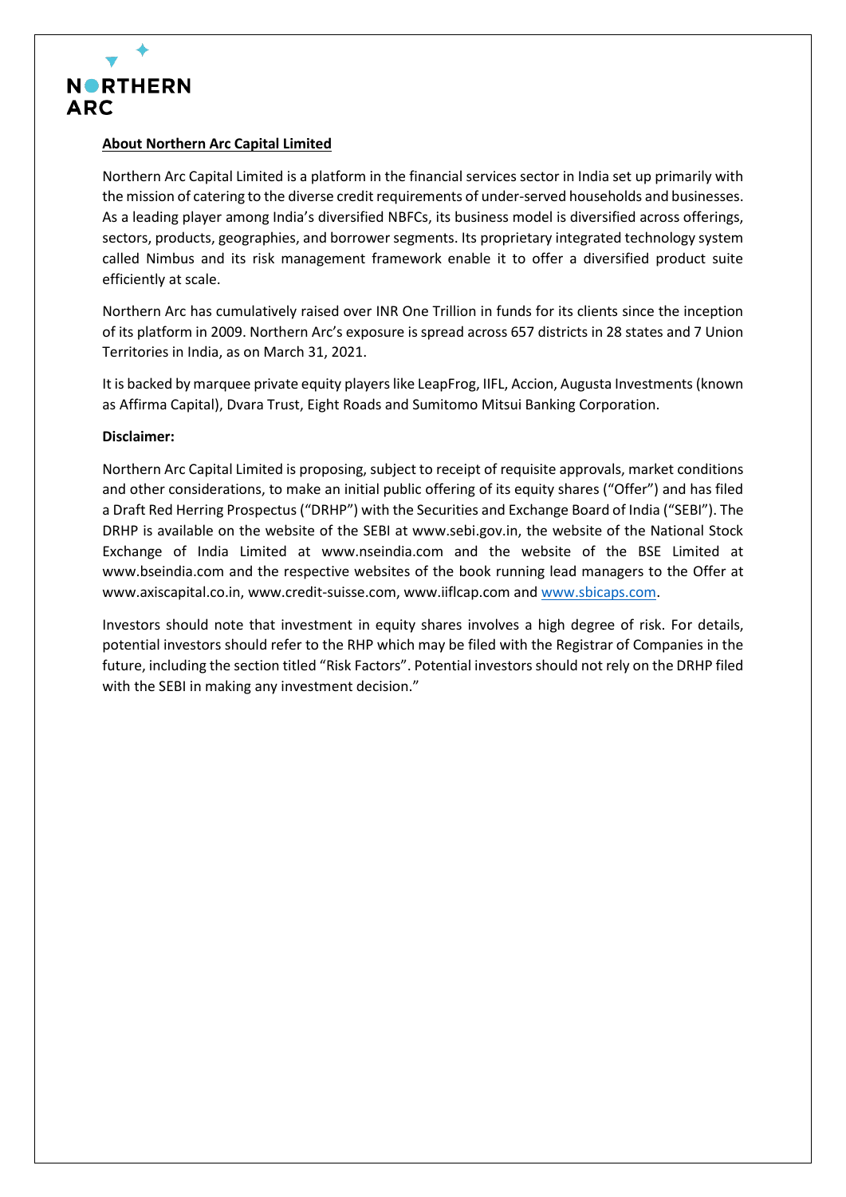NORTHERN ARC

**About Northern Arc Capital Limited**

Northern Arc Capital Limited is a platform in the financial services sector in India set up primarily with the mission of catering to the diverse credit requirements of under-served households and businesses. As a leading player among India's diversified NBFCs, its business model is diversified across offerings, sectors, products, geographies, and borrower segments. Its proprietary integrated technology system called Nimbus and its risk management framework enable it to offer a diversified product suite efficiently at scale.

Northern Arc has cumulatively raised over INR One Trillion in funds for its clients since the inception of its platform in 2009. Northern Arc's exposure is spread across 657 districts in 28 states and 7 Union Territories in India, as on March 31, 2021.

It is backed by marquee private equity players like LeapFrog, IIFL, Accion, Augusta Investments (known as Affirma Capital), Dvara Trust, Eight Roads and Sumitomo Mitsui Banking Corporation.

**Disclaimer:**

Northern Arc Capital Limited is proposing, subject to receipt of requisite approvals, market conditions and other considerations, to make an initial public offering of its equity shares ("Offer") and has filed a Draft Red Herring Prospectus ("DRHP") with the Securities and Exchange Board of India ("SEBI"). The DRHP is available on the website of the SEBI at www.sebi.gov.in, the website of the National Stock Exchange of India Limited at www.nseindia.com and the website of the BSE Limited at www.bseindia.com and the respective websites of the book running lead managers to the Offer at www.axiscapital.co.in, www.credit-suisse.com, www.iiflcap.com and www.sbicaps.com.

Investors should note that investment in equity shares involves a high degree of risk. For details, potential investors should refer to the RHP which may be filed with the Registrar of Companies in the future, including the section titled "Risk Factors". Potential investors should not rely on the DRHP filed with the SEBI in making any investment decision."